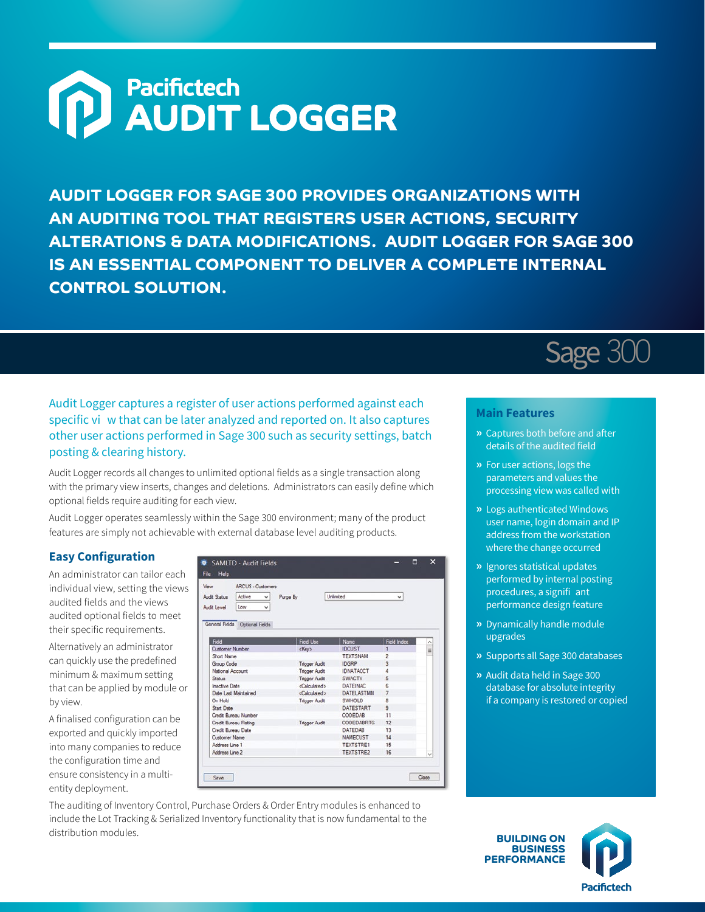# Pacifictech AUDIT LOGGER

**AUDIT LOGGER FOR SAGE 300 PROVIDES ORGANIZATIONS WITH AN AUDITING TOOL THAT REGISTERS USER ACTIONS, SECURITY ALTERATIONS & DATA MODIFICATIONS. AUDIT LOGGER FOR SAGE 300 IS AN ESSENTIAL COMPONENT TO DELIVER A COMPLETE INTERNAL CONTROL SOLUTION.**

Sage 300

Audit Logger captures a register of user actions performed against each specific vi w that can be later analyzed and reported on. It also captures other user actions performed in Sage 300 such as security settings, batch posting & clearing history.

Audit Logger records all changes to unlimited optional fields as a single transaction along with the primary view inserts, changes and deletions. Administrators can easily define which optional fields require auditing for each view.

Audit Logger operates seamlessly within the Sage 300 environment; many of the product features are simply not achievable with external database level auditing products.

## Easy Configuration

An administrator can tailor each individual view, setting the views audited fields and the views audited optional fields to meet their specific requirements.

Alternatively an administrator can quickly use the predefined minimum & maximum setting that can be applied by module or by view.

A finalised configuration can be exported and quickly imported into many companies to reduce the configuration time and ensure consistency in a multi-entity deployment.

SAMLTD - Audit Fields

File Help

View: ARCUS - Customers
Audit Status: Active — Purge By: Unlimited
Audit Level: Low

General Fields | Optional Fields

| Field | Field Use | Name | Field Index |
|---|---|---|---|
| Customer Number | <Key> | IDCUST | 1 |
| Short Name | | TEXTSNAM | 2 |
| Group Code | Trigger Audit | IDGRP | 3 |
| National Account | Trigger Audit | IDNATACCT | 4 |
| Status | Trigger Audit | SWACTV | 5 |
| Inactive Date | <Calculated> | DATEINAC | 6 |
| Date Last Maintained | <Calculated> | DATELASTMN | 7 |
| On Hold | Trigger Audit | SWHOLD | 8 |
| Start Date | | DATESTART | 9 |
| Credit Bureau Number | | CODEDAB | 11 |
| Credit Bureau Rating | Trigger Audit | CODEDABRTG | 12 |
| Credit Bureau Date | | DATEDAB | 13 |
| Customer Name | | NAMECUST | 14 |
| Address Line 1 | | TEXTSTRE1 | 15 |
| Address Line 2 | | TEXTSTRE2 | 16 |

Save | Close

The auditing of Inventory Control, Purchase Orders & Order Entry modules is enhanced to include the Lot Tracking & Serialized Inventory functionality that is now fundamental to the distribution modules.

## Main Features

- Captures both before and after details of the audited field
- For user actions, logs the parameters and values the processing view was called with
- Logs authenticated Windows user name, login domain and IP address from the workstation where the change occurred
- Ignores statistical updates performed by internal posting procedures, a signifi ant performance design feature
- Dynamically handle module upgrades
- Supports all Sage 300 databases
- Audit data held in Sage 300 database for absolute integrity if a company is restored or copied

**BUILDING ON BUSINESS PERFORMANCE**

Pacifictech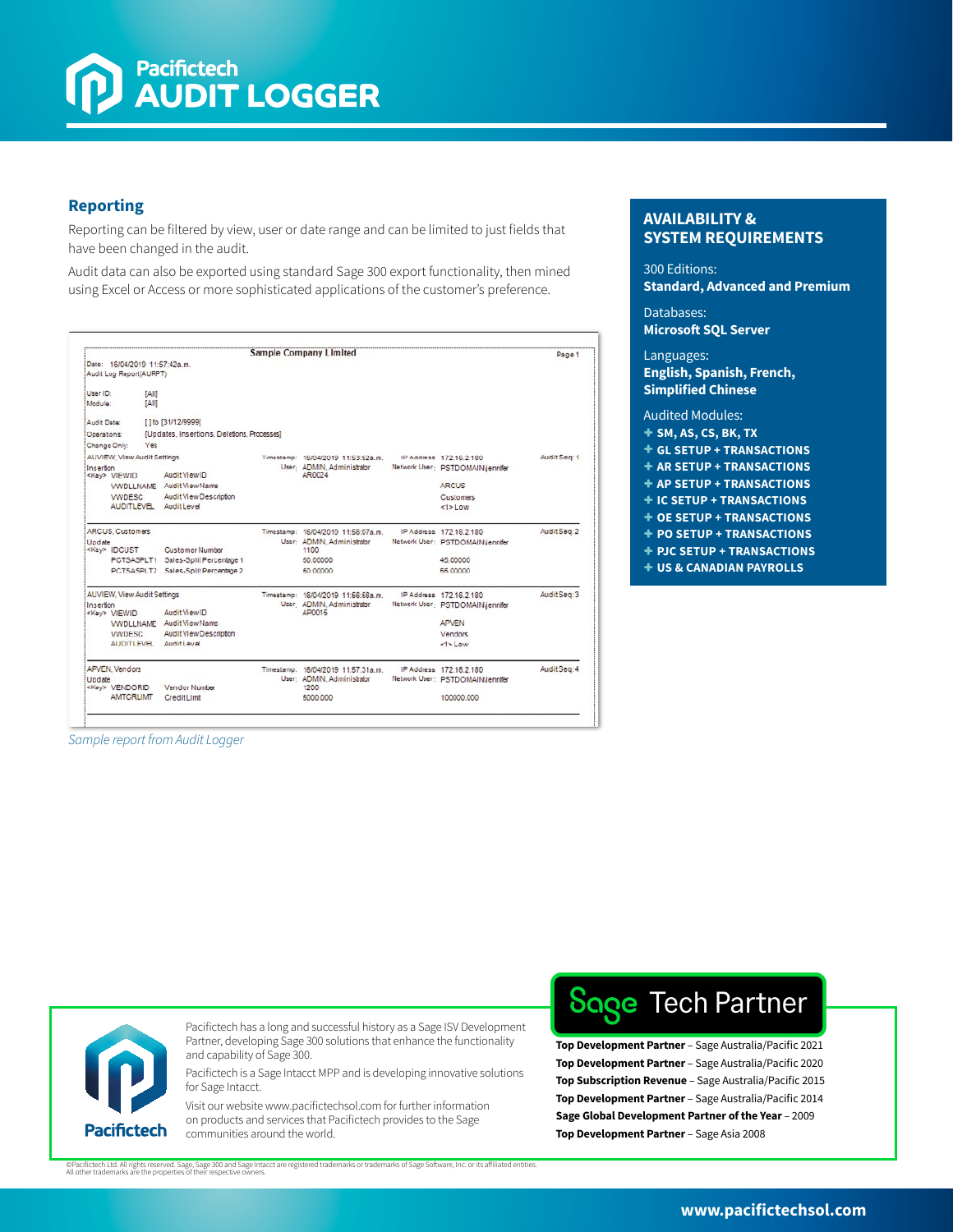# Pacifictech AUDIT LOGGER

## Reporting

Reporting can be filtered by view, user or date range and can be limited to just fields that have been changed in the audit.

Audit data can also be exported using standard Sage 300 export functionality, then mined using Excel or Access or more sophisticated applications of the customer's preference.

*Sample report from Audit Logger*

## AVAILABILITY & SYSTEM REQUIREMENTS

300 Editions:
**Standard, Advanced and Premium**

Databases:
**Microsoft SQL Server**

Languages:
**English, Spanish, French, Simplified Chinese**

Audited Modules:

- **SM, AS, CS, BK, TX**
- **GL SETUP + TRANSACTIONS**
- **AR SETUP + TRANSACTIONS**
- **AP SETUP + TRANSACTIONS**
- **IC SETUP + TRANSACTIONS**
- **OE SETUP + TRANSACTIONS**
- **PO SETUP + TRANSACTIONS**
- **PJC SETUP + TRANSACTIONS**
- **US & CANADIAN PAYROLLS**

Pacifictech

Pacifictech has a long and successful history as a Sage ISV Development Partner, developing Sage 300 solutions that enhance the functionality and capability of Sage 300.

Pacifictech is a Sage Intacct MPP and is developing innovative solutions for Sage Intacct.

Visit our website www.pacifictechsol.com for further information on products and services that Pacifictech provides to the Sage communities around the world.

Sage Tech Partner

**Top Development Partner** – Sage Australia/Pacific 2021
**Top Development Partner** – Sage Australia/Pacific 2020
**Top Subscription Revenue** – Sage Australia/Pacific 2015
**Top Development Partner** – Sage Australia/Pacific 2014
**Sage Global Development Partner of the Year** – 2009
**Top Development Partner** – Sage Asia 2008

©Pacifictech Ltd. All rights reserved. Sage, Sage 300 and Sage Intacct are registered trademarks or trademarks of Sage Software, Inc. or its affiliated entities.
All other trademarks are the properties of their respective owners.

www.pacifictechsol.com